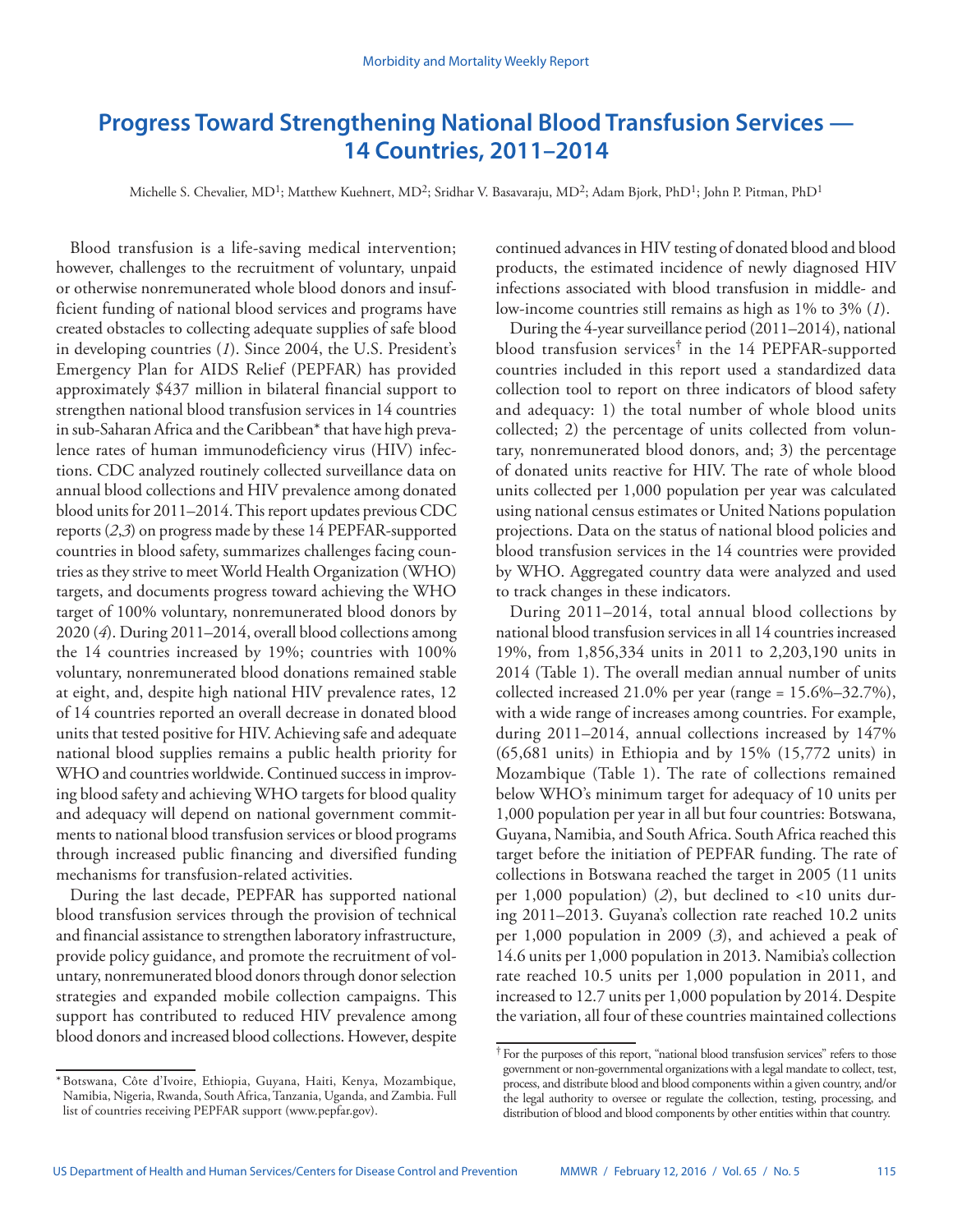# Progress Toward Strengthening National Blood Transfusion Services — 14 Countries, 2011–2014

Michelle S. Chevalier, MD[1]; Matthew Kuehnert, MD[2]; Sridhar V. Basavaraju, MD[2]; Adam Bjork, PhD[1]; John P. Pitman, PhD[1]

Blood transfusion is a life-saving medical intervention; however, challenges to the recruitment of voluntary, unpaid or otherwise nonremunerated whole blood donors and insufficient funding of national blood services and programs have created obstacles to collecting adequate supplies of safe blood in developing countries (*1*). Since 2004, the U.S. President's Emergency Plan for AIDS Relief (PEPFAR) has provided approximately $437 million in bilateral financial support to strengthen national blood transfusion services in 14 countries in sub-Saharan Africa and the Caribbean* that have high prevalence rates of human immunodeficiency virus (HIV) infections. CDC analyzed routinely collected surveillance data on annual blood collections and HIV prevalence among donated blood units for 2011–2014. This report updates previous CDC reports (*2*,*3*) on progress made by these 14 PEPFAR-supported countries in blood safety, summarizes challenges facing countries as they strive to meet World Health Organization (WHO) targets, and documents progress toward achieving the WHO target of 100% voluntary, nonremunerated blood donors by 2020 (*4*). During 2011–2014, overall blood collections among the 14 countries increased by 19%; countries with 100% voluntary, nonremunerated blood donations remained stable at eight, and, despite high national HIV prevalence rates, 12 of 14 countries reported an overall decrease in donated blood units that tested positive for HIV. Achieving safe and adequate national blood supplies remains a public health priority for WHO and countries worldwide. Continued success in improving blood safety and achieving WHO targets for blood quality and adequacy will depend on national government commitments to national blood transfusion services or blood programs through increased public financing and diversified funding mechanisms for transfusion-related activities.

During the last decade, PEPFAR has supported national blood transfusion services through the provision of technical and financial assistance to strengthen laboratory infrastructure, provide policy guidance, and promote the recruitment of voluntary, nonremunerated blood donors through donor selection strategies and expanded mobile collection campaigns. This support has contributed to reduced HIV prevalence among blood donors and increased blood collections. However, despite continued advances in HIV testing of donated blood and blood products, the estimated incidence of newly diagnosed HIV infections associated with blood transfusion in middle- and low-income countries still remains as high as 1% to 3% (*1*).

During the 4-year surveillance period (2011–2014), national blood transfusion services† in the 14 PEPFAR-supported countries included in this report used a standardized data collection tool to report on three indicators of blood safety and adequacy: 1) the total number of whole blood units collected; 2) the percentage of units collected from voluntary, nonremunerated blood donors, and; 3) the percentage of donated units reactive for HIV. The rate of whole blood units collected per 1,000 population per year was calculated using national census estimates or United Nations population projections. Data on the status of national blood policies and blood transfusion services in the 14 countries were provided by WHO. Aggregated country data were analyzed and used to track changes in these indicators.

During 2011–2014, total annual blood collections by national blood transfusion services in all 14 countries increased 19%, from 1,856,334 units in 2011 to 2,203,190 units in 2014 (Table 1). The overall median annual number of units collected increased 21.0% per year (range = 15.6%–32.7%), with a wide range of increases among countries. For example, during 2011–2014, annual collections increased by 147% (65,681 units) in Ethiopia and by 15% (15,772 units) in Mozambique (Table 1). The rate of collections remained below WHO's minimum target for adequacy of 10 units per 1,000 population per year in all but four countries: Botswana, Guyana, Namibia, and South Africa. South Africa reached this target before the initiation of PEPFAR funding. The rate of collections in Botswana reached the target in 2005 (11 units per 1,000 population) (*2*), but declined to <10 units during 2011–2013. Guyana's collection rate reached 10.2 units per 1,000 population in 2009 (*3*), and achieved a peak of 14.6 units per 1,000 population in 2013. Namibia's collection rate reached 10.5 units per 1,000 population in 2011, and increased to 12.7 units per 1,000 population by 2014. Despite the variation, all four of these countries maintained collections

---

* Botswana, Côte d'Ivoire, Ethiopia, Guyana, Haiti, Kenya, Mozambique, Namibia, Nigeria, Rwanda, South Africa, Tanzania, Uganda, and Zambia. Full list of countries receiving PEPFAR support (www.pepfar.gov).

† For the purposes of this report, "national blood transfusion services" refers to those government or non-governmental organizations with a legal mandate to collect, test, process, and distribute blood and blood components within a given country, and/or the legal authority to oversee or regulate the collection, testing, processing, and distribution of blood and blood components by other entities within that country.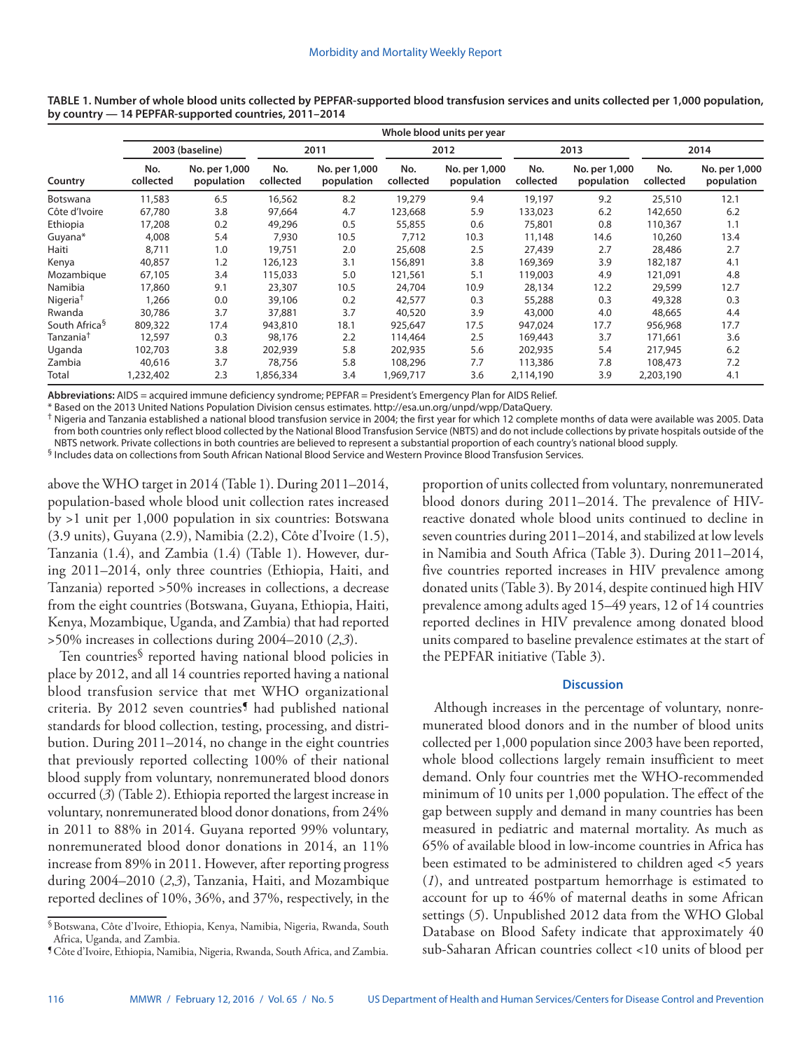**TABLE 1. Number of whole blood units collected by PEPFAR-supported blood transfusion services and units collected per 1,000 population, by country — 14 PEPFAR-supported countries, 2011–2014**

| Country | Whole blood units per year | | | | | | | | | |
|---|---|---|---|---|---|---|---|---|---|---|
| | 2003 (baseline) | | 2011 | | 2012 | | 2013 | | 2014 | |
| | No. collected | No. per 1,000 population | No. collected | No. per 1,000 population | No. collected | No. per 1,000 population | No. collected | No. per 1,000 population | No. collected | No. per 1,000 population |
| Botswana | 11,583 | 6.5 | 16,562 | 8.2 | 19,279 | 9.4 | 19,197 | 9.2 | 25,510 | 12.1 |
| Côte d'Ivoire | 67,780 | 3.8 | 97,664 | 4.7 | 123,668 | 5.9 | 133,023 | 6.2 | 142,650 | 6.2 |
| Ethiopia | 17,208 | 0.2 | 49,296 | 0.5 | 55,855 | 0.6 | 75,801 | 0.8 | 110,367 | 1.1 |
| Guyana* | 4,008 | 5.4 | 7,930 | 10.5 | 7,712 | 10.3 | 11,148 | 14.6 | 10,260 | 13.4 |
| Haiti | 8,711 | 1.0 | 19,751 | 2.0 | 25,608 | 2.5 | 27,439 | 2.7 | 28,486 | 2.7 |
| Kenya | 40,857 | 1.2 | 126,123 | 3.1 | 156,891 | 3.8 | 169,369 | 3.9 | 182,187 | 4.1 |
| Mozambique | 67,105 | 3.4 | 115,033 | 5.0 | 121,561 | 5.1 | 119,003 | 4.9 | 121,091 | 4.8 |
| Namibia | 17,860 | 9.1 | 23,307 | 10.5 | 24,704 | 10.9 | 28,134 | 12.2 | 29,599 | 12.7 |
| Nigeria† | 1,266 | 0.0 | 39,106 | 0.2 | 42,577 | 0.3 | 55,288 | 0.3 | 49,328 | 0.3 |
| Rwanda | 30,786 | 3.7 | 37,881 | 3.7 | 40,520 | 3.9 | 43,000 | 4.0 | 48,665 | 4.4 |
| South Africa§ | 809,322 | 17.4 | 943,810 | 18.1 | 925,647 | 17.5 | 947,024 | 17.7 | 956,968 | 17.7 |
| Tanzania† | 12,597 | 0.3 | 98,176 | 2.2 | 114,464 | 2.5 | 169,443 | 3.7 | 171,661 | 3.6 |
| Uganda | 102,703 | 3.8 | 202,939 | 5.8 | 202,935 | 5.6 | 202,935 | 5.4 | 217,945 | 6.2 |
| Zambia | 40,616 | 3.7 | 78,756 | 5.8 | 108,296 | 7.7 | 113,386 | 7.8 | 108,473 | 7.2 |
| Total | 1,232,402 | 2.3 | 1,856,334 | 3.4 | 1,969,717 | 3.6 | 2,114,190 | 3.9 | 2,203,190 | 4.1 |

**Abbreviations:** AIDS = acquired immune deficiency syndrome; PEPFAR = President's Emergency Plan for AIDS Relief.

\* Based on the 2013 United Nations Population Division census estimates. http://esa.un.org/unpd/wpp/DataQuery.

† Nigeria and Tanzania established a national blood transfusion service in 2004; the first year for which 12 complete months of data were available was 2005. Data from both countries only reflect blood collected by the National Blood Transfusion Service (NBTS) and do not include collections by private hospitals outside of the NBTS network. Private collections in both countries are believed to represent a substantial proportion of each country's national blood supply.

§ Includes data on collections from South African National Blood Service and Western Province Blood Transfusion Services.

above the WHO target in 2014 (Table 1). During 2011–2014, population-based whole blood unit collection rates increased by >1 unit per 1,000 population in six countries: Botswana (3.9 units), Guyana (2.9), Namibia (2.2), Côte d'Ivoire (1.5), Tanzania (1.4), and Zambia (1.4) (Table 1). However, during 2011–2014, only three countries (Ethiopia, Haiti, and Tanzania) reported >50% increases in collections, a decrease from the eight countries (Botswana, Guyana, Ethiopia, Haiti, Kenya, Mozambique, Uganda, and Zambia) that had reported >50% increases in collections during 2004–2010 (*2*,*3*).

Ten countries[§] reported having national blood policies in place by 2012, and all 14 countries reported having a national blood transfusion service that met WHO organizational criteria. By 2012 seven countries[¶] had published national standards for blood collection, testing, processing, and distribution. During 2011–2014, no change in the eight countries that previously reported collecting 100% of their national blood supply from voluntary, nonremunerated blood donors occurred (*3*) (Table 2). Ethiopia reported the largest increase in voluntary, nonremunerated blood donor donations, from 24% in 2011 to 88% in 2014. Guyana reported 99% voluntary, nonremunerated blood donor donations in 2014, an 11% increase from 89% in 2011. However, after reporting progress during 2004–2010 (*2*,*3*), Tanzania, Haiti, and Mozambique reported declines of 10%, 36%, and 37%, respectively, in the proportion of units collected from voluntary, nonremunerated blood donors during 2011–2014. The prevalence of HIV-reactive donated whole blood units continued to decline in seven countries during 2011–2014, and stabilized at low levels in Namibia and South Africa (Table 3). During 2011–2014, five countries reported increases in HIV prevalence among donated units (Table 3). By 2014, despite continued high HIV prevalence among adults aged 15–49 years, 12 of 14 countries reported declines in HIV prevalence among donated blood units compared to baseline prevalence estimates at the start of the PEPFAR initiative (Table 3).

§ Botswana, Côte d'Ivoire, Ethiopia, Kenya, Namibia, Nigeria, Rwanda, South Africa, Uganda, and Zambia.

¶ Côte d'Ivoire, Ethiopia, Namibia, Nigeria, Rwanda, South Africa, and Zambia.

## Discussion

Although increases in the percentage of voluntary, nonremunerated blood donors and in the number of blood units collected per 1,000 population since 2003 have been reported, whole blood collections largely remain insufficient to meet demand. Only four countries met the WHO-recommended minimum of 10 units per 1,000 population. The effect of the gap between supply and demand in many countries has been measured in pediatric and maternal mortality. As much as 65% of available blood in low-income countries in Africa has been estimated to be administered to children aged <5 years (*1*), and untreated postpartum hemorrhage is estimated to account for up to 46% of maternal deaths in some African settings (*5*). Unpublished 2012 data from the WHO Global Database on Blood Safety indicate that approximately 40 sub-Saharan African countries collect <10 units of blood per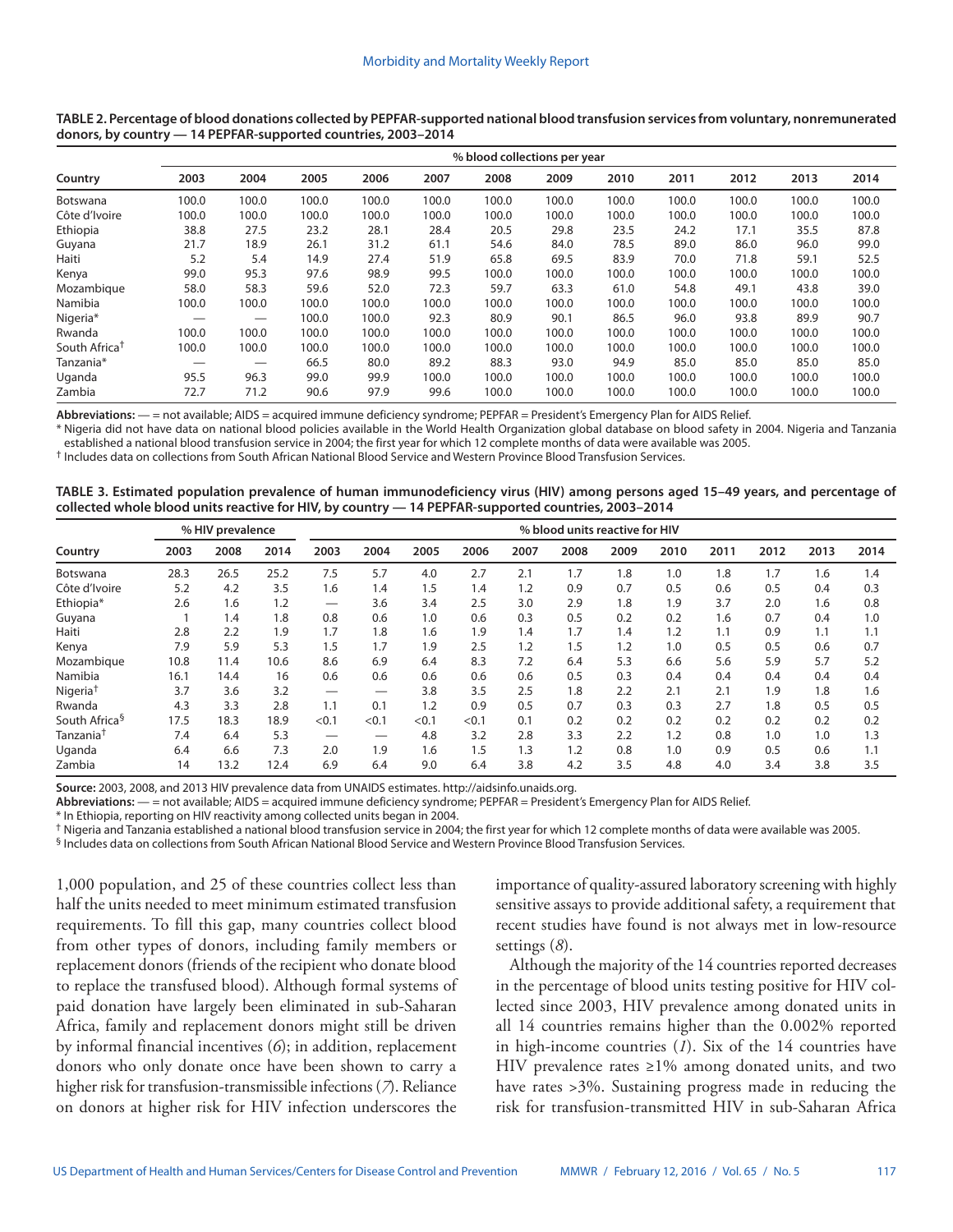**TABLE 2. Percentage of blood donations collected by PEPFAR-supported national blood transfusion services from voluntary, nonremunerated donors, by country — 14 PEPFAR-supported countries, 2003–2014**

| Country | % blood collections per year | | | | | | | | | | | |
|---|---|---|---|---|---|---|---|---|---|---|---|---|
| | 2003 | 2004 | 2005 | 2006 | 2007 | 2008 | 2009 | 2010 | 2011 | 2012 | 2013 | 2014 |
| Botswana | 100.0 | 100.0 | 100.0 | 100.0 | 100.0 | 100.0 | 100.0 | 100.0 | 100.0 | 100.0 | 100.0 | 100.0 |
| Côte d'Ivoire | 100.0 | 100.0 | 100.0 | 100.0 | 100.0 | 100.0 | 100.0 | 100.0 | 100.0 | 100.0 | 100.0 | 100.0 |
| Ethiopia | 38.8 | 27.5 | 23.2 | 28.1 | 28.4 | 20.5 | 29.8 | 23.5 | 24.2 | 17.1 | 35.5 | 87.8 |
| Guyana | 21.7 | 18.9 | 26.1 | 31.2 | 61.1 | 54.6 | 84.0 | 78.5 | 89.0 | 86.0 | 96.0 | 99.0 |
| Haiti | 5.2 | 5.4 | 14.9 | 27.4 | 51.9 | 65.8 | 69.5 | 83.9 | 70.0 | 71.8 | 59.1 | 52.5 |
| Kenya | 99.0 | 95.3 | 97.6 | 98.9 | 99.5 | 100.0 | 100.0 | 100.0 | 100.0 | 100.0 | 100.0 | 100.0 |
| Mozambique | 58.0 | 58.3 | 59.6 | 52.0 | 72.3 | 59.7 | 63.3 | 61.0 | 54.8 | 49.1 | 43.8 | 39.0 |
| Namibia | 100.0 | 100.0 | 100.0 | 100.0 | 100.0 | 100.0 | 100.0 | 100.0 | 100.0 | 100.0 | 100.0 | 100.0 |
| Nigeria* | — | — | 100.0 | 100.0 | 92.3 | 80.9 | 90.1 | 86.5 | 96.0 | 93.8 | 89.9 | 90.7 |
| Rwanda | 100.0 | 100.0 | 100.0 | 100.0 | 100.0 | 100.0 | 100.0 | 100.0 | 100.0 | 100.0 | 100.0 | 100.0 |
| South Africa† | 100.0 | 100.0 | 100.0 | 100.0 | 100.0 | 100.0 | 100.0 | 100.0 | 100.0 | 100.0 | 100.0 | 100.0 |
| Tanzania* | — | — | 66.5 | 80.0 | 89.2 | 88.3 | 93.0 | 94.9 | 85.0 | 85.0 | 85.0 | 85.0 |
| Uganda | 95.5 | 96.3 | 99.0 | 99.9 | 100.0 | 100.0 | 100.0 | 100.0 | 100.0 | 100.0 | 100.0 | 100.0 |
| Zambia | 72.7 | 71.2 | 90.6 | 97.9 | 99.6 | 100.0 | 100.0 | 100.0 | 100.0 | 100.0 | 100.0 | 100.0 |

**Abbreviations:** — = not available; AIDS = acquired immune deficiency syndrome; PEPFAR = President's Emergency Plan for AIDS Relief.

\* Nigeria did not have data on national blood policies available in the World Health Organization global database on blood safety in 2004. Nigeria and Tanzania established a national blood transfusion service in 2004; the first year for which 12 complete months of data were available was 2005.

† Includes data on collections from South African National Blood Service and Western Province Blood Transfusion Services.

**TABLE 3. Estimated population prevalence of human immunodeficiency virus (HIV) among persons aged 15–49 years, and percentage of collected whole blood units reactive for HIV, by country — 14 PEPFAR-supported countries, 2003–2014**

| Country | % HIV prevalence | | | % blood units reactive for HIV | | | | | | | | | | | |
|---|---|---|---|---|---|---|---|---|---|---|---|---|---|---|---|
| | 2003 | 2008 | 2014 | 2003 | 2004 | 2005 | 2006 | 2007 | 2008 | 2009 | 2010 | 2011 | 2012 | 2013 | 2014 |
| Botswana | 28.3 | 26.5 | 25.2 | 7.5 | 5.7 | 4.0 | 2.7 | 2.1 | 1.7 | 1.8 | 1.0 | 1.8 | 1.7 | 1.6 | 1.4 |
| Côte d'Ivoire | 5.2 | 4.2 | 3.5 | 1.6 | 1.4 | 1.5 | 1.4 | 1.2 | 0.9 | 0.7 | 0.5 | 0.6 | 0.5 | 0.4 | 0.3 |
| Ethiopia* | 2.6 | 1.6 | 1.2 | — | 3.6 | 3.4 | 2.5 | 3.0 | 2.9 | 1.8 | 1.9 | 3.7 | 2.0 | 1.6 | 0.8 |
| Guyana | 1 | 1.4 | 1.8 | 0.8 | 0.6 | 1.0 | 0.6 | 0.3 | 0.5 | 0.2 | 0.2 | 1.6 | 0.7 | 0.4 | 1.0 |
| Haiti | 2.8 | 2.2 | 1.9 | 1.7 | 1.8 | 1.6 | 1.9 | 1.4 | 1.7 | 1.4 | 1.2 | 1.1 | 0.9 | 1.1 | 1.1 |
| Kenya | 7.9 | 5.9 | 5.3 | 1.5 | 1.7 | 1.9 | 2.5 | 1.2 | 1.5 | 1.2 | 1.0 | 0.5 | 0.5 | 0.6 | 0.7 |
| Mozambique | 10.8 | 11.4 | 10.6 | 8.6 | 6.9 | 6.4 | 8.3 | 7.2 | 6.4 | 5.3 | 6.6 | 5.6 | 5.9 | 5.7 | 5.2 |
| Namibia | 16.1 | 14.4 | 16 | 0.6 | 0.6 | 0.6 | 0.6 | 0.6 | 0.5 | 0.3 | 0.4 | 0.4 | 0.4 | 0.4 | 0.4 |
| Nigeria† | 3.7 | 3.6 | 3.2 | — | — | 3.8 | 3.5 | 2.5 | 1.8 | 2.2 | 2.1 | 2.1 | 1.9 | 1.8 | 1.6 |
| Rwanda | 4.3 | 3.3 | 2.8 | 1.1 | 0.1 | 1.2 | 0.9 | 0.5 | 0.7 | 0.3 | 0.3 | 2.7 | 1.8 | 0.5 | 0.5 |
| South Africa§ | 17.5 | 18.3 | 18.9 | <0.1 | <0.1 | <0.1 | <0.1 | 0.1 | 0.2 | 0.2 | 0.2 | 0.2 | 0.2 | 0.2 | 0.2 |
| Tanzania† | 7.4 | 6.4 | 5.3 | — | — | 4.8 | 3.2 | 2.8 | 3.3 | 2.2 | 1.2 | 0.8 | 1.0 | 1.0 | 1.3 |
| Uganda | 6.4 | 6.6 | 7.3 | 2.0 | 1.9 | 1.6 | 1.5 | 1.3 | 1.2 | 0.8 | 1.0 | 0.9 | 0.5 | 0.6 | 1.1 |
| Zambia | 14 | 13.2 | 12.4 | 6.9 | 6.4 | 9.0 | 6.4 | 3.8 | 4.2 | 3.5 | 4.8 | 4.0 | 3.4 | 3.8 | 3.5 |

**Source:** 2003, 2008, and 2013 HIV prevalence data from UNAIDS estimates. http://aidsinfo.unaids.org.

**Abbreviations:** — = not available; AIDS = acquired immune deficiency syndrome; PEPFAR = President's Emergency Plan for AIDS Relief.

\* In Ethiopia, reporting on HIV reactivity among collected units began in 2004.

† Nigeria and Tanzania established a national blood transfusion service in 2004; the first year for which 12 complete months of data were available was 2005.

§ Includes data on collections from South African National Blood Service and Western Province Blood Transfusion Services.

1,000 population, and 25 of these countries collect less than half the units needed to meet minimum estimated transfusion requirements. To fill this gap, many countries collect blood from other types of donors, including family members or replacement donors (friends of the recipient who donate blood to replace the transfused blood). Although formal systems of paid donation have largely been eliminated in sub-Saharan Africa, family and replacement donors might still be driven by informal financial incentives (*6*); in addition, replacement donors who only donate once have been shown to carry a higher risk for transfusion-transmissible infections (*7*). Reliance on donors at higher risk for HIV infection underscores the importance of quality-assured laboratory screening with highly sensitive assays to provide additional safety, a requirement that recent studies have found is not always met in low-resource settings (*8*).

Although the majority of the 14 countries reported decreases in the percentage of blood units testing positive for HIV collected since 2003, HIV prevalence among donated units in all 14 countries remains higher than the 0.002% reported in high-income countries (*1*). Six of the 14 countries have HIV prevalence rates ≥1% among donated units, and two have rates >3%. Sustaining progress made in reducing the risk for transfusion-transmitted HIV in sub-Saharan Africa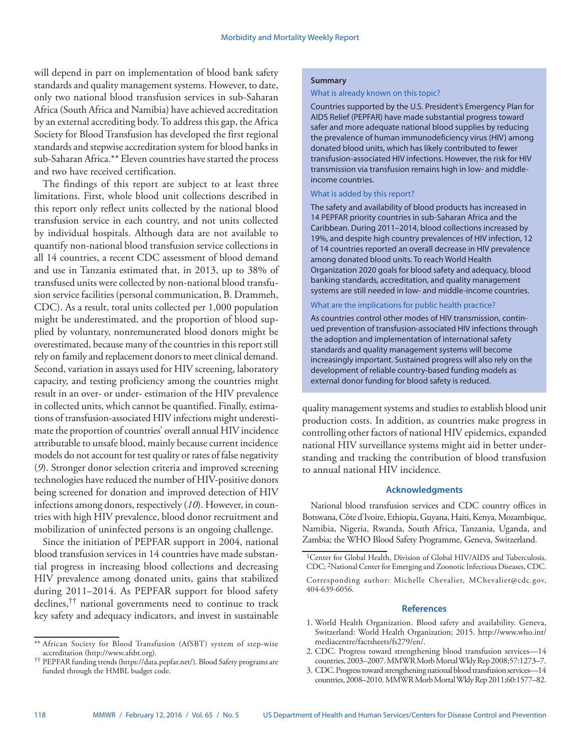will depend in part on implementation of blood bank safety standards and quality management systems. However, to date, only two national blood transfusion services in sub-Saharan Africa (South Africa and Namibia) have achieved accreditation by an external accrediting body. To address this gap, the Africa Society for Blood Transfusion has developed the first regional standards and stepwise accreditation system for blood banks in sub-Saharan Africa.** Eleven countries have started the process and two have received certification.

The findings of this report are subject to at least three limitations. First, whole blood unit collections described in this report only reflect units collected by the national blood transfusion service in each country, and not units collected by individual hospitals. Although data are not available to quantify non-national blood transfusion service collections in all 14 countries, a recent CDC assessment of blood demand and use in Tanzania estimated that, in 2013, up to 38% of transfused units were collected by non-national blood transfusion service facilities (personal communication, B. Drammeh, CDC). As a result, total units collected per 1,000 population might be underestimated, and the proportion of blood supplied by voluntary, nonremunerated blood donors might be overestimated, because many of the countries in this report still rely on family and replacement donors to meet clinical demand. Second, variation in assays used for HIV screening, laboratory capacity, and testing proficiency among the countries might result in an over- or under- estimation of the HIV prevalence in collected units, which cannot be quantified. Finally, estimations of transfusion-associated HIV infections might underestimate the proportion of countries' overall annual HIV incidence attributable to unsafe blood, mainly because current incidence models do not account for test quality or rates of false negativity (*9*). Stronger donor selection criteria and improved screening technologies have reduced the number of HIV-positive donors being screened for donation and improved detection of HIV infections among donors, respectively (*10*). However, in countries with high HIV prevalence, blood donor recruitment and mobilization of uninfected persons is an ongoing challenge.

Since the initiation of PEPFAR support in 2004, national blood transfusion services in 14 countries have made substantial progress in increasing blood collections and decreasing HIV prevalence among donated units, gains that stabilized during 2011–2014. As PEPFAR support for blood safety declines,†† national governments need to continue to track key safety and adequacy indicators, and invest in sustainable quality management systems and studies to establish blood unit production costs. In addition, as countries make progress in controlling other factors of national HIV epidemics, expanded national HIV surveillance systems might aid in better understanding and tracking the contribution of blood transfusion to annual national HIV incidence.

** African Society for Blood Transfusion (AfSBT) system of step-wise accreditation (http://www.afsbt.org).

†† PEPFAR funding trends (https://data.pepfar.net/). Blood Safety programs are funded through the HMBL budget code.

**Summary**

What is already known on this topic?

Countries supported by the U.S. President's Emergency Plan for AIDS Relief (PEPFAR) have made substantial progress toward safer and more adequate national blood supplies by reducing the prevalence of human immunodeficiency virus (HIV) among donated blood units, which has likely contributed to fewer transfusion-associated HIV infections. However, the risk for HIV transmission via transfusion remains high in low- and middle-income countries.

What is added by this report?

The safety and availability of blood products has increased in 14 PEPFAR priority countries in sub-Saharan Africa and the Caribbean. During 2011–2014, blood collections increased by 19%, and despite high country prevalences of HIV infection, 12 of 14 countries reported an overall decrease in HIV prevalence among donated blood units. To reach World Health Organization 2020 goals for blood safety and adequacy, blood banking standards, accreditation, and quality management systems are still needed in low- and middle-income countries.

What are the implications for public health practice?

As countries control other modes of HIV transmission, continued prevention of transfusion-associated HIV infections through the adoption and implementation of international safety standards and quality management systems will become increasingly important. Sustained progress will also rely on the development of reliable country-based funding models as external donor funding for blood safety is reduced.

## Acknowledgments

National blood transfusion services and CDC country offices in Botswana, Côte d'Ivoire, Ethiopia, Guyana, Haiti, Kenya, Mozambique, Namibia, Nigeria, Rwanda, South Africa, Tanzania, Uganda, and Zambia; the WHO Blood Safety Programme, Geneva, Switzerland.

[1]Center for Global Health, Division of Global HIV/AIDS and Tuberculosis, CDC; [2]National Center for Emerging and Zoonotic Infectious Diseases, CDC.

Corresponding author: Michelle Chevalier, MChevalier@cdc.gov, 404-639-6056.

## References

1. World Health Organization. Blood safety and availability. Geneva, Switzerland: World Health Organization; 2015. http://www.who.int/mediacentre/factsheets/fs279/en/.
2. CDC. Progress toward strengthening blood transfusion services—14 countries, 2003–2007. MMWR Morb Mortal Wkly Rep 2008;57:1273–7.
3. CDC. Progress toward strengthening national blood transfusion services—14 countries, 2008–2010. MMWR Morb Mortal Wkly Rep 2011;60:1577–82.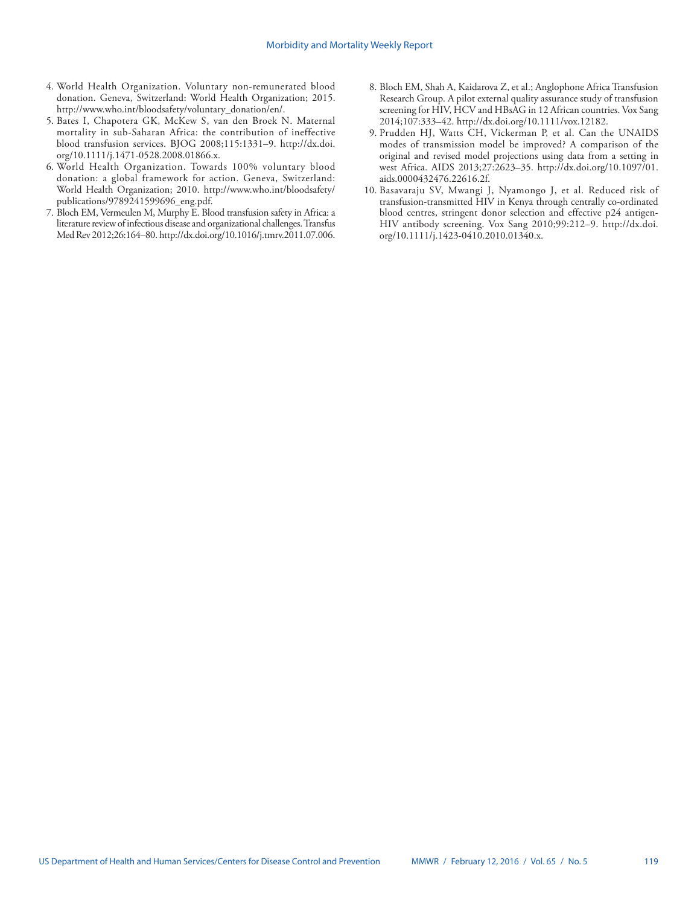4. World Health Organization. Voluntary non-remunerated blood donation. Geneva, Switzerland: World Health Organization; 2015. http://www.who.int/bloodsafety/voluntary_donation/en/.
5. Bates I, Chapotera GK, McKew S, van den Broek N. Maternal mortality in sub-Saharan Africa: the contribution of ineffective blood transfusion services. BJOG 2008;115:1331–9. http://dx.doi.org/10.1111/j.1471-0528.2008.01866.x.
6. World Health Organization. Towards 100% voluntary blood donation: a global framework for action. Geneva, Switzerland: World Health Organization; 2010. http://www.who.int/bloodsafety/publications/9789241599696_eng.pdf.
7. Bloch EM, Vermeulen M, Murphy E. Blood transfusion safety in Africa: a literature review of infectious disease and organizational challenges. Transfus Med Rev 2012;26:164–80. http://dx.doi.org/10.1016/j.tmrv.2011.07.006.
8. Bloch EM, Shah A, Kaidarova Z, et al.; Anglophone Africa Transfusion Research Group. A pilot external quality assurance study of transfusion screening for HIV, HCV and HBsAG in 12 African countries. Vox Sang 2014;107:333–42. http://dx.doi.org/10.1111/vox.12182.
9. Prudden HJ, Watts CH, Vickerman P, et al. Can the UNAIDS modes of transmission model be improved? A comparison of the original and revised model projections using data from a setting in west Africa. AIDS 2013;27:2623–35. http://dx.doi.org/10.1097/01.aids.0000432476.22616.2f.
10. Basavaraju SV, Mwangi J, Nyamongo J, et al. Reduced risk of transfusion-transmitted HIV in Kenya through centrally co-ordinated blood centres, stringent donor selection and effective p24 antigen-HIV antibody screening. Vox Sang 2010;99:212–9. http://dx.doi.org/10.1111/j.1423-0410.2010.01340.x.